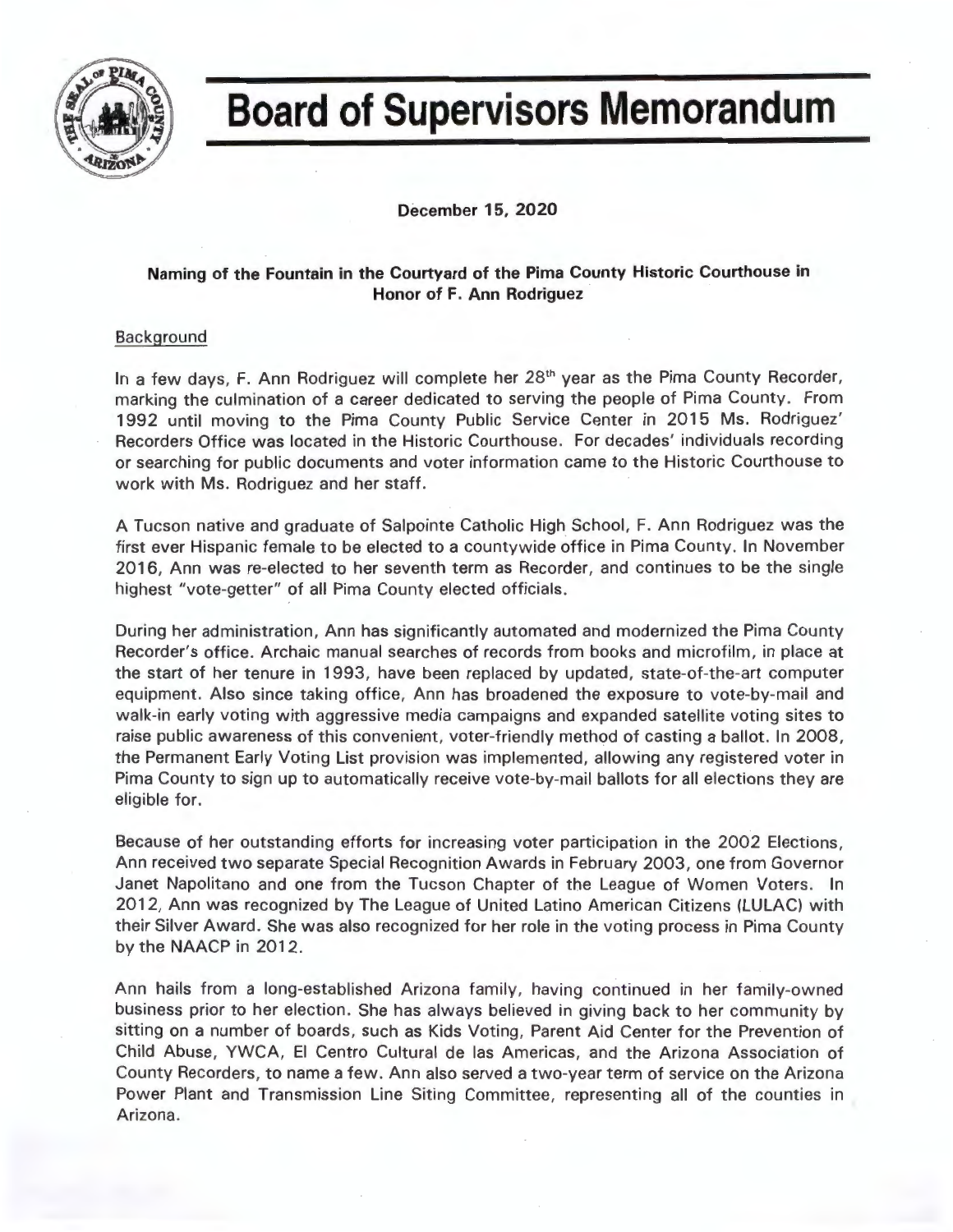# Board of Supervisors Memorandum

**December 15, 2020**

**Naming of the Fountain in the Courtyard of the Pima County Historic Courthouse in Honor of F. Ann Rodriguez**

Background

In a few days, F. Ann Rodriguez will complete her 28th year as the Pima County Recorder, marking the culmination of a career dedicated to serving the people of Pima County. From 1992 until moving to the Pima County Public Service Center in 2015 Ms. Rodriguez' Recorders Office was located in the Historic Courthouse. For decades' individuals recording or searching for public documents and voter information came to the Historic Courthouse to work with Ms. Rodriguez and her staff.

A Tucson native and graduate of Salpointe Catholic High School, F. Ann Rodriguez was the first ever Hispanic female to be elected to a countywide office in Pima County. In November 2016, Ann was re-elected to her seventh term as Recorder, and continues to be the single highest "vote-getter" of all Pima County elected officials.

During her administration, Ann has significantly automated and modernized the Pima County Recorder's office. Archaic manual searches of records from books and microfilm, in place at the start of her tenure in 1993, have been replaced by updated, state-of-the-art computer equipment. Also since taking office, Ann has broadened the exposure to vote-by-mail and walk-in early voting with aggressive media campaigns and expanded satellite voting sites to raise public awareness of this convenient, voter-friendly method of casting a ballot. In 2008, the Permanent Early Voting List provision was implemented, allowing any registered voter in Pima County to sign up to automatically receive vote-by-mail ballots for all elections they are eligible for.

Because of her outstanding efforts for increasing voter participation in the 2002 Elections, Ann received two separate Special Recognition Awards in February 2003, one from Governor Janet Napolitano and one from the Tucson Chapter of the League of Women Voters. In 2012, Ann was recognized by The League of United Latino American Citizens (LULAC) with their Silver Award. She was also recognized for her role in the voting process in Pima County by the NAACP in 2012.

Ann hails from a long-established Arizona family, having continued in her family-owned business prior to her election. She has always believed in giving back to her community by sitting on a number of boards, such as Kids Voting, Parent Aid Center for the Prevention of Child Abuse, YWCA, El Centro Cultural de las Americas, and the Arizona Association of County Recorders, to name a few. Ann also served a two-year term of service on the Arizona Power Plant and Transmission Line Siting Committee, representing all of the counties in Arizona.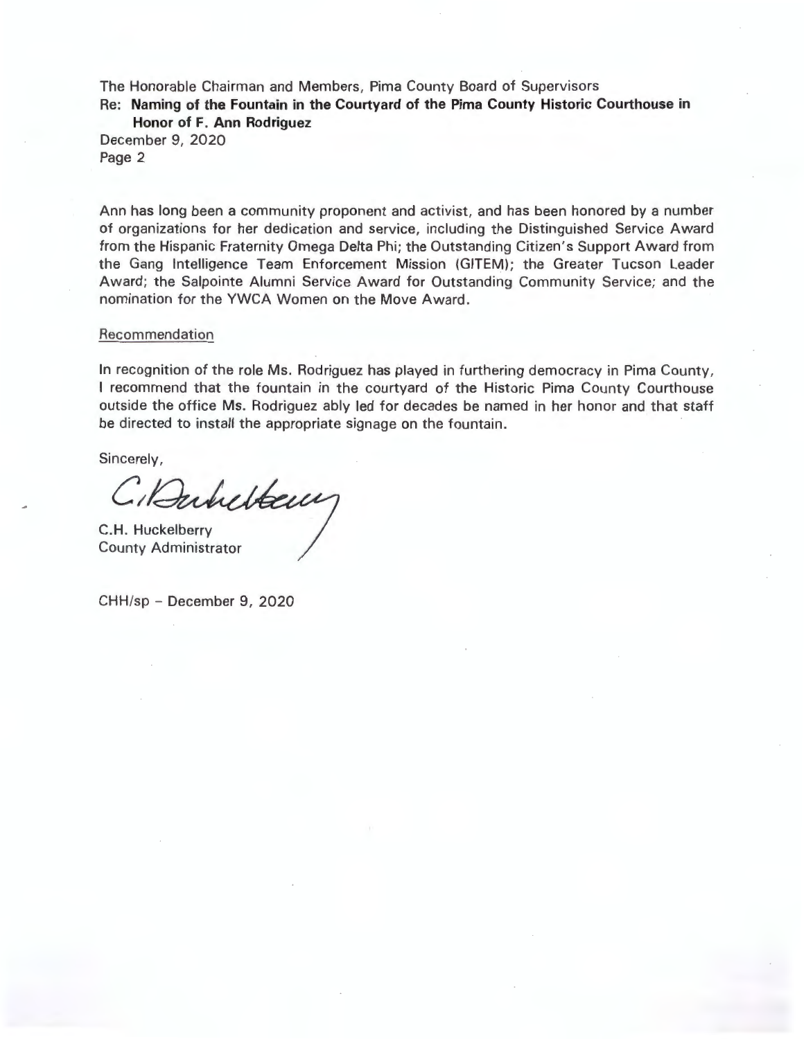The Honorable Chairman and Members, Pima County Board of Supervisors
**Re: Naming of the Fountain in the Courtyard of the Pima County Historic Courthouse in Honor of F. Ann Rodriguez**
December 9, 2020
Page 2

Ann has long been a community proponent and activist, and has been honored by a number of organizations for her dedication and service, including the Distinguished Service Award from the Hispanic Fraternity Omega Delta Phi; the Outstanding Citizen's Support Award from the Gang Intelligence Team Enforcement Mission (GITEM); the Greater Tucson Leader Award; the Salpointe Alumni Service Award for Outstanding Community Service; and the nomination for the YWCA Women on the Move Award.

Recommendation

In recognition of the role Ms. Rodriguez has played in furthering democracy in Pima County, I recommend that the fountain in the courtyard of the Historic Pima County Courthouse outside the office Ms. Rodriguez ably led for decades be named in her honor and that staff be directed to install the appropriate signage on the fountain.

Sincerely,

C.H. Huckelberry
County Administrator

CHH/sp – December 9, 2020